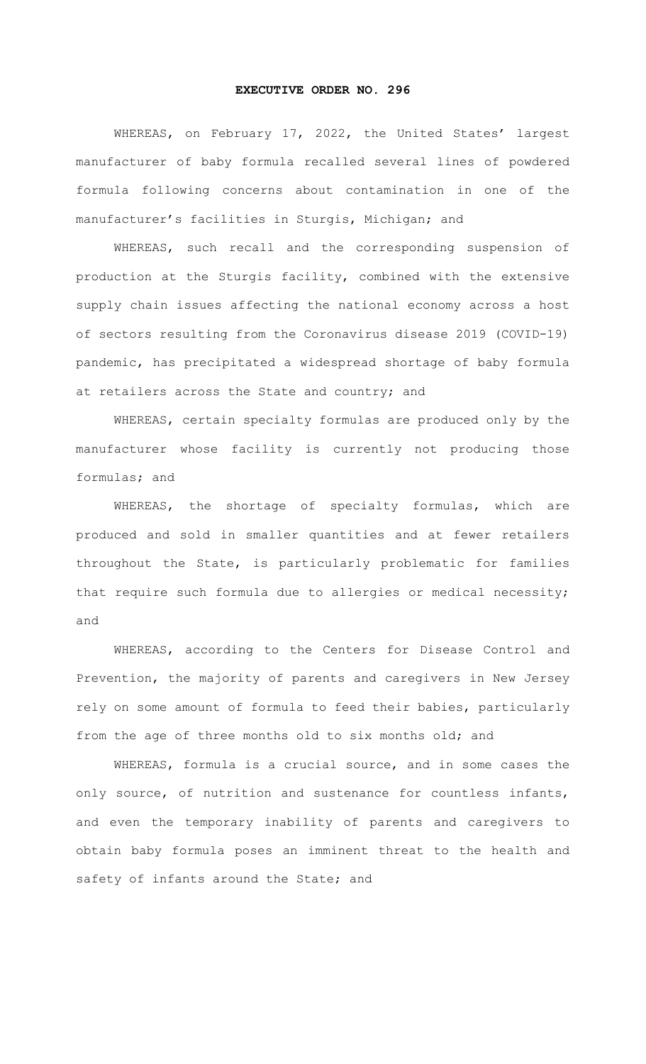# EXECUTIVE ORDER NO. 296

WHEREAS, on February 17, 2022, the United States' largest manufacturer of baby formula recalled several lines of powdered formula following concerns about contamination in one of the manufacturer's facilities in Sturgis, Michigan; and

WHEREAS, such recall and the corresponding suspension of production at the Sturgis facility, combined with the extensive supply chain issues affecting the national economy across a host of sectors resulting from the Coronavirus disease 2019 (COVID-19) pandemic, has precipitated a widespread shortage of baby formula at retailers across the State and country; and

WHEREAS, certain specialty formulas are produced only by the manufacturer whose facility is currently not producing those formulas; and

WHEREAS, the shortage of specialty formulas, which are produced and sold in smaller quantities and at fewer retailers throughout the State, is particularly problematic for families that require such formula due to allergies or medical necessity; and

WHEREAS, according to the Centers for Disease Control and Prevention, the majority of parents and caregivers in New Jersey rely on some amount of formula to feed their babies, particularly from the age of three months old to six months old; and

WHEREAS, formula is a crucial source, and in some cases the only source, of nutrition and sustenance for countless infants, and even the temporary inability of parents and caregivers to obtain baby formula poses an imminent threat to the health and safety of infants around the State; and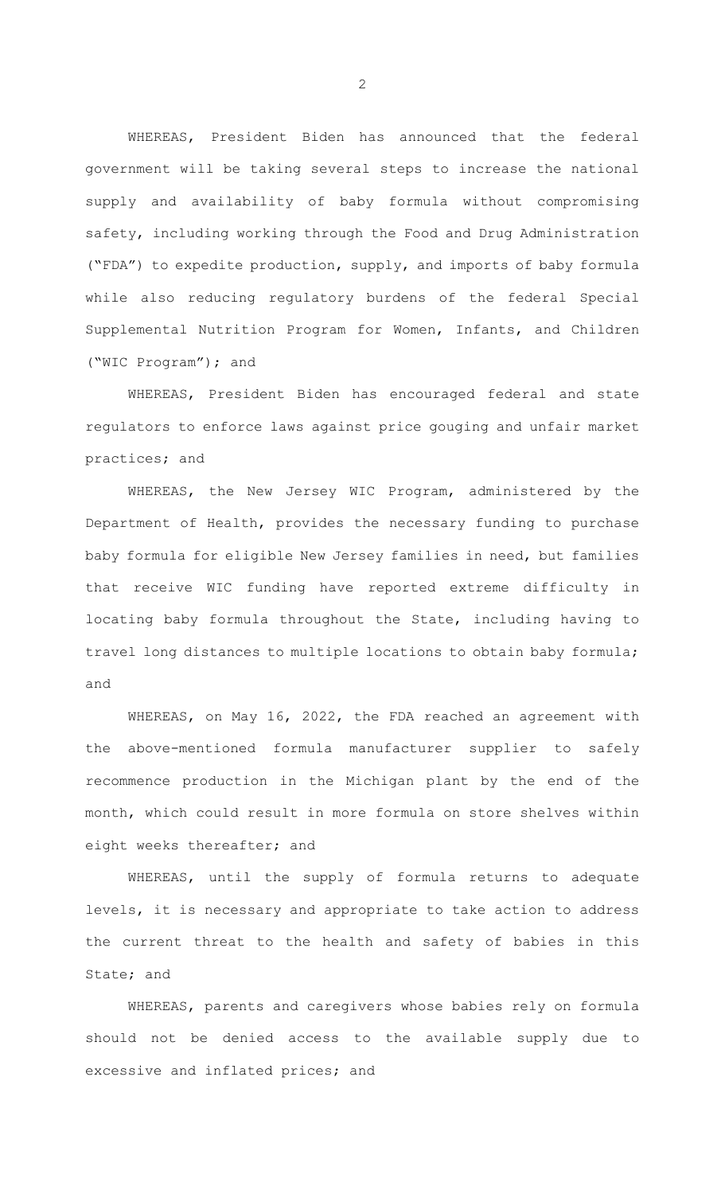WHEREAS, President Biden has announced that the federal government will be taking several steps to increase the national supply and availability of baby formula without compromising safety, including working through the Food and Drug Administration ("FDA") to expedite production, supply, and imports of baby formula while also reducing regulatory burdens of the federal Special Supplemental Nutrition Program for Women, Infants, and Children ("WIC Program"); and

WHEREAS, President Biden has encouraged federal and state regulators to enforce laws against price gouging and unfair market practices; and

WHEREAS, the New Jersey WIC Program, administered by the Department of Health, provides the necessary funding to purchase baby formula for eligible New Jersey families in need, but families that receive WIC funding have reported extreme difficulty in locating baby formula throughout the State, including having to travel long distances to multiple locations to obtain baby formula; and

WHEREAS, on May 16, 2022, the FDA reached an agreement with the above-mentioned formula manufacturer supplier to safely recommence production in the Michigan plant by the end of the month, which could result in more formula on store shelves within eight weeks thereafter; and

WHEREAS, until the supply of formula returns to adequate levels, it is necessary and appropriate to take action to address the current threat to the health and safety of babies in this State; and

WHEREAS, parents and caregivers whose babies rely on formula should not be denied access to the available supply due to excessive and inflated prices; and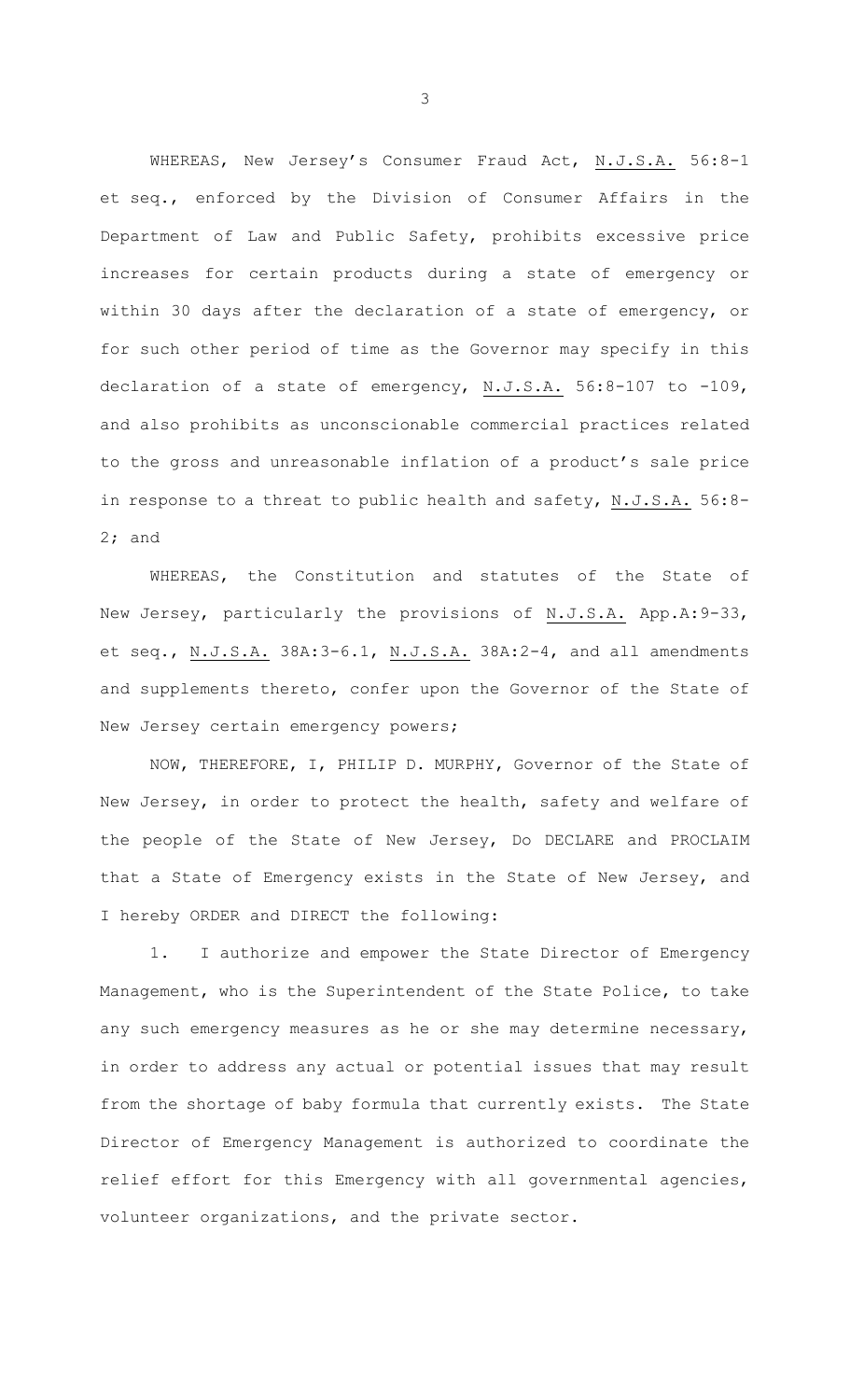WHEREAS, New Jersey's Consumer Fraud Act, N.J.S.A. 56:8-1 et seq., enforced by the Division of Consumer Affairs in the Department of Law and Public Safety, prohibits excessive price increases for certain products during a state of emergency or within 30 days after the declaration of a state of emergency, or for such other period of time as the Governor may specify in this declaration of a state of emergency, N.J.S.A. 56:8-107 to -109, and also prohibits as unconscionable commercial practices related to the gross and unreasonable inflation of a product's sale price in response to a threat to public health and safety, N.J.S.A. 56:8-2; and

WHEREAS, the Constitution and statutes of the State of New Jersey, particularly the provisions of N.J.S.A. App.A:9-33, et seq., N.J.S.A. 38A:3-6.1, N.J.S.A. 38A:2-4, and all amendments and supplements thereto, confer upon the Governor of the State of New Jersey certain emergency powers;

NOW, THEREFORE, I, PHILIP D. MURPHY, Governor of the State of New Jersey, in order to protect the health, safety and welfare of the people of the State of New Jersey, Do DECLARE and PROCLAIM that a State of Emergency exists in the State of New Jersey, and I hereby ORDER and DIRECT the following:

1. I authorize and empower the State Director of Emergency Management, who is the Superintendent of the State Police, to take any such emergency measures as he or she may determine necessary, in order to address any actual or potential issues that may result from the shortage of baby formula that currently exists. The State Director of Emergency Management is authorized to coordinate the relief effort for this Emergency with all governmental agencies, volunteer organizations, and the private sector.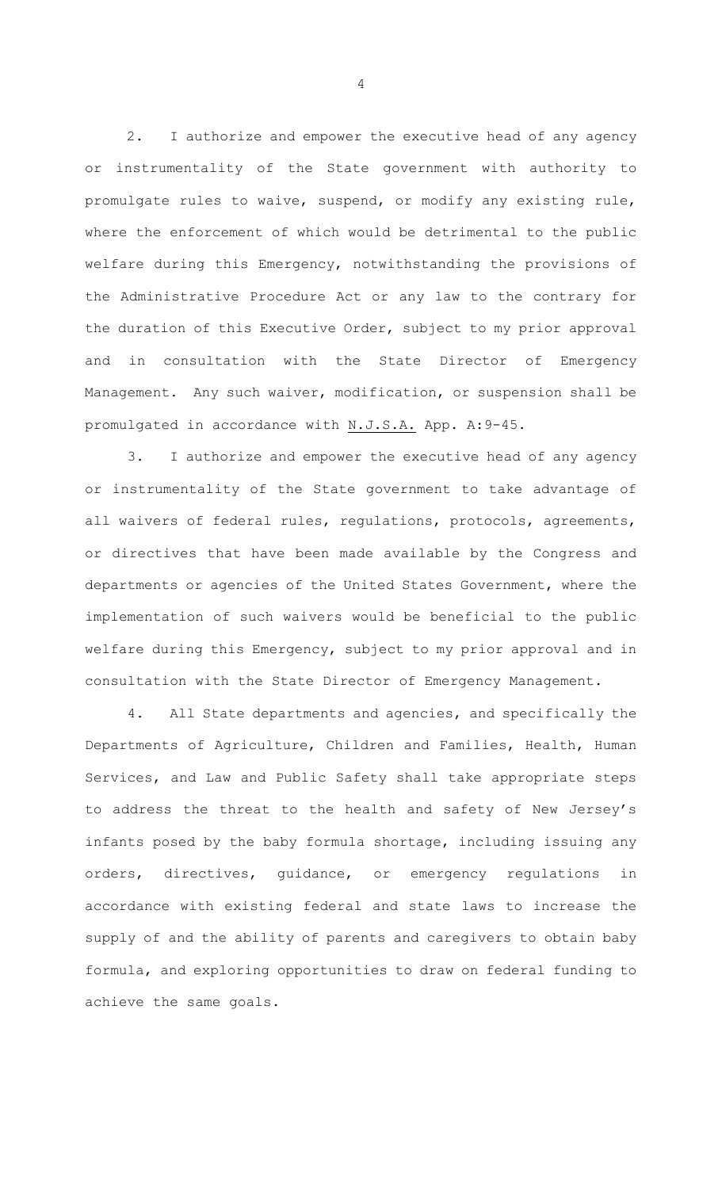2. I authorize and empower the executive head of any agency or instrumentality of the State government with authority to promulgate rules to waive, suspend, or modify any existing rule, where the enforcement of which would be detrimental to the public welfare during this Emergency, notwithstanding the provisions of the Administrative Procedure Act or any law to the contrary for the duration of this Executive Order, subject to my prior approval and in consultation with the State Director of Emergency Management. Any such waiver, modification, or suspension shall be promulgated in accordance with N.J.S.A. App. A:9-45.

3. I authorize and empower the executive head of any agency or instrumentality of the State government to take advantage of all waivers of federal rules, regulations, protocols, agreements, or directives that have been made available by the Congress and departments or agencies of the United States Government, where the implementation of such waivers would be beneficial to the public welfare during this Emergency, subject to my prior approval and in consultation with the State Director of Emergency Management.

4. All State departments and agencies, and specifically the Departments of Agriculture, Children and Families, Health, Human Services, and Law and Public Safety shall take appropriate steps to address the threat to the health and safety of New Jersey's infants posed by the baby formula shortage, including issuing any orders, directives, guidance, or emergency regulations in accordance with existing federal and state laws to increase the supply of and the ability of parents and caregivers to obtain baby formula, and exploring opportunities to draw on federal funding to achieve the same goals.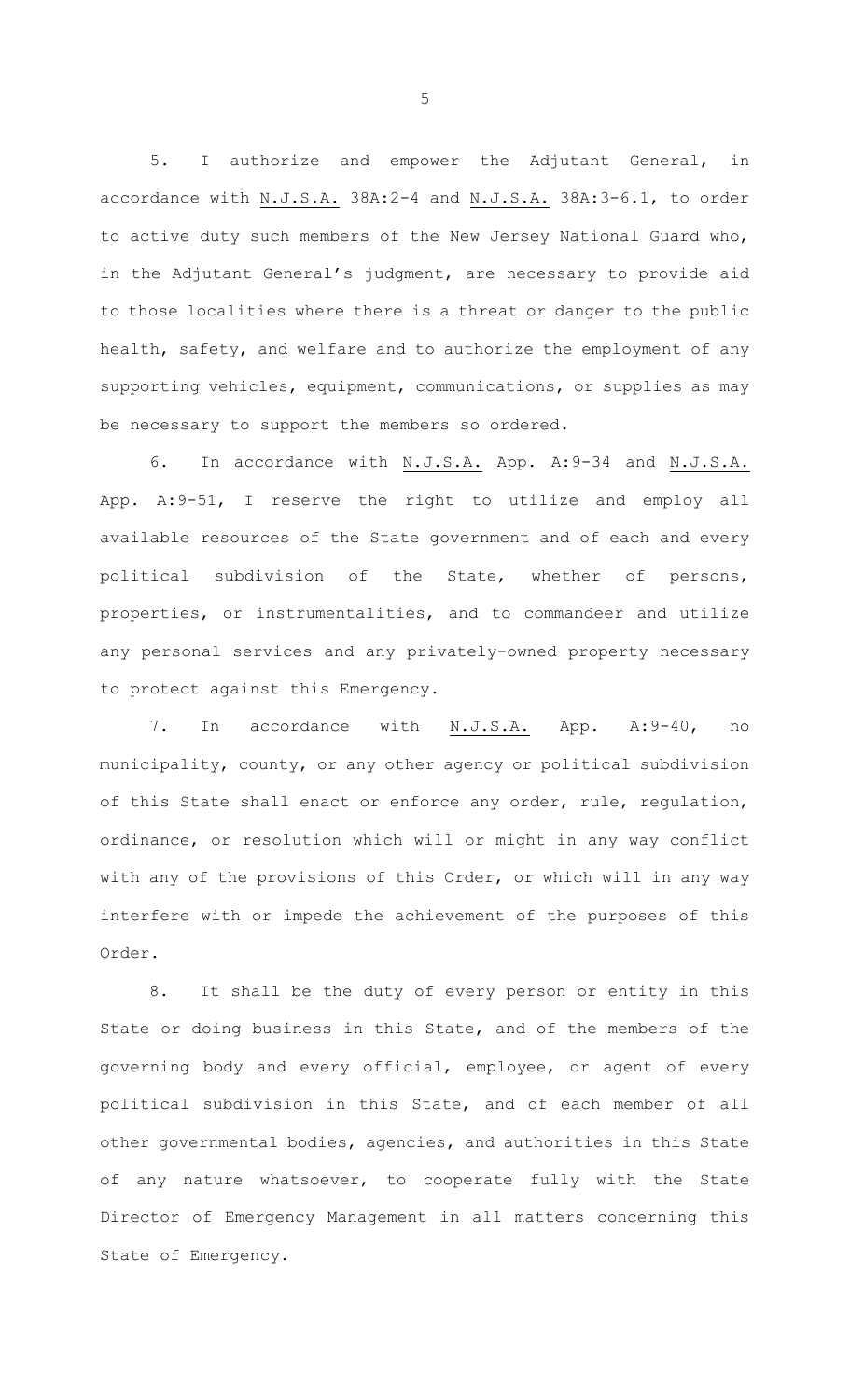5. I authorize and empower the Adjutant General, in accordance with N.J.S.A. 38A:2-4 and N.J.S.A. 38A:3-6.1, to order to active duty such members of the New Jersey National Guard who, in the Adjutant General's judgment, are necessary to provide aid to those localities where there is a threat or danger to the public health, safety, and welfare and to authorize the employment of any supporting vehicles, equipment, communications, or supplies as may be necessary to support the members so ordered.

6. In accordance with N.J.S.A. App. A:9-34 and N.J.S.A. App. A:9-51, I reserve the right to utilize and employ all available resources of the State government and of each and every political subdivision of the State, whether of persons, properties, or instrumentalities, and to commandeer and utilize any personal services and any privately-owned property necessary to protect against this Emergency.

7. In accordance with N.J.S.A. App. A:9-40, no municipality, county, or any other agency or political subdivision of this State shall enact or enforce any order, rule, regulation, ordinance, or resolution which will or might in any way conflict with any of the provisions of this Order, or which will in any way interfere with or impede the achievement of the purposes of this Order.

8. It shall be the duty of every person or entity in this State or doing business in this State, and of the members of the governing body and every official, employee, or agent of every political subdivision in this State, and of each member of all other governmental bodies, agencies, and authorities in this State of any nature whatsoever, to cooperate fully with the State Director of Emergency Management in all matters concerning this State of Emergency.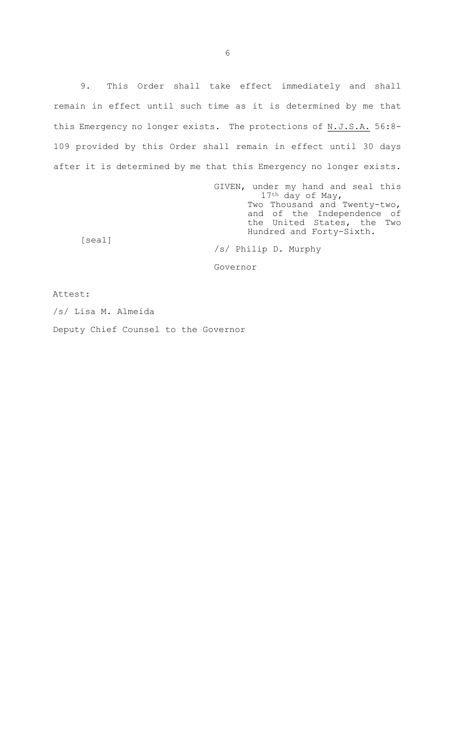9. This Order shall take effect immediately and shall remain in effect until such time as it is determined by me that this Emergency no longer exists. The protections of N.J.S.A. 56:8-109 provided by this Order shall remain in effect until 30 days after it is determined by me that this Emergency no longer exists.

GIVEN, under my hand and seal this 17th day of May, Two Thousand and Twenty-two, and of the Independence of the United States, the Two Hundred and Forty-Sixth.

[seal]

/s/ Philip D. Murphy

Governor

Attest:

/s/ Lisa M. Almeida

Deputy Chief Counsel to the Governor